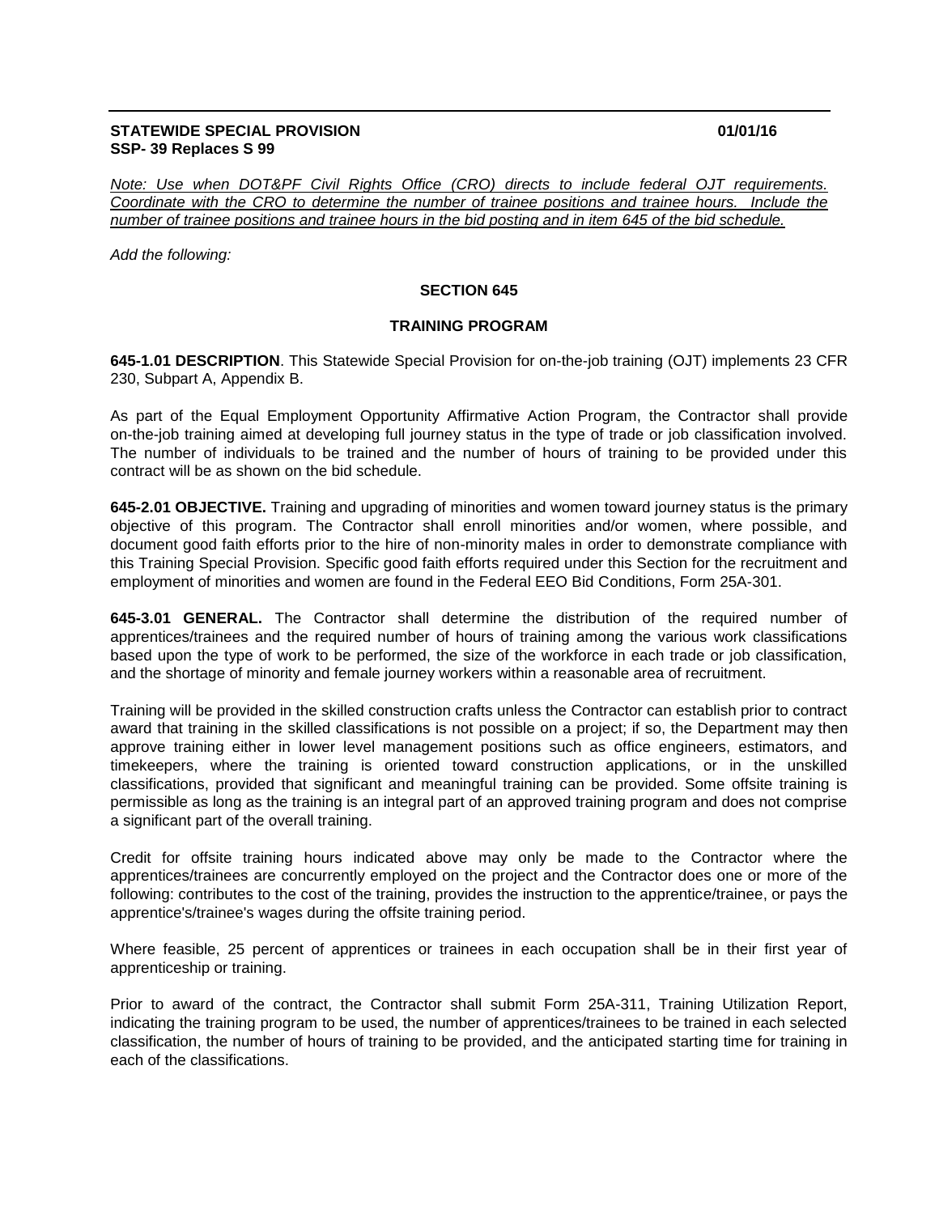**STATEWIDE SPECIAL PROVISION** **01/01/16**
**SSP- 39 Replaces S 99**

*Note: Use when DOT&PF Civil Rights Office (CRO) directs to include federal OJT requirements. Coordinate with the CRO to determine the number of trainee positions and trainee hours. Include the number of trainee positions and trainee hours in the bid posting and in item 645 of the bid schedule.*

*Add the following:*

## SECTION 645

### TRAINING PROGRAM

**645-1.01 DESCRIPTION**. This Statewide Special Provision for on-the-job training (OJT) implements 23 CFR 230, Subpart A, Appendix B.

As part of the Equal Employment Opportunity Affirmative Action Program, the Contractor shall provide on-the-job training aimed at developing full journey status in the type of trade or job classification involved. The number of individuals to be trained and the number of hours of training to be provided under this contract will be as shown on the bid schedule.

**645-2.01 OBJECTIVE.** Training and upgrading of minorities and women toward journey status is the primary objective of this program. The Contractor shall enroll minorities and/or women, where possible, and document good faith efforts prior to the hire of non-minority males in order to demonstrate compliance with this Training Special Provision. Specific good faith efforts required under this Section for the recruitment and employment of minorities and women are found in the Federal EEO Bid Conditions, Form 25A-301.

**645-3.01 GENERAL.** The Contractor shall determine the distribution of the required number of apprentices/trainees and the required number of hours of training among the various work classifications based upon the type of work to be performed, the size of the workforce in each trade or job classification, and the shortage of minority and female journey workers within a reasonable area of recruitment.

Training will be provided in the skilled construction crafts unless the Contractor can establish prior to contract award that training in the skilled classifications is not possible on a project; if so, the Department may then approve training either in lower level management positions such as office engineers, estimators, and timekeepers, where the training is oriented toward construction applications, or in the unskilled classifications, provided that significant and meaningful training can be provided. Some offsite training is permissible as long as the training is an integral part of an approved training program and does not comprise a significant part of the overall training.

Credit for offsite training hours indicated above may only be made to the Contractor where the apprentices/trainees are concurrently employed on the project and the Contractor does one or more of the following: contributes to the cost of the training, provides the instruction to the apprentice/trainee, or pays the apprentice's/trainee's wages during the offsite training period.

Where feasible, 25 percent of apprentices or trainees in each occupation shall be in their first year of apprenticeship or training.

Prior to award of the contract, the Contractor shall submit Form 25A-311, Training Utilization Report, indicating the training program to be used, the number of apprentices/trainees to be trained in each selected classification, the number of hours of training to be provided, and the anticipated starting time for training in each of the classifications.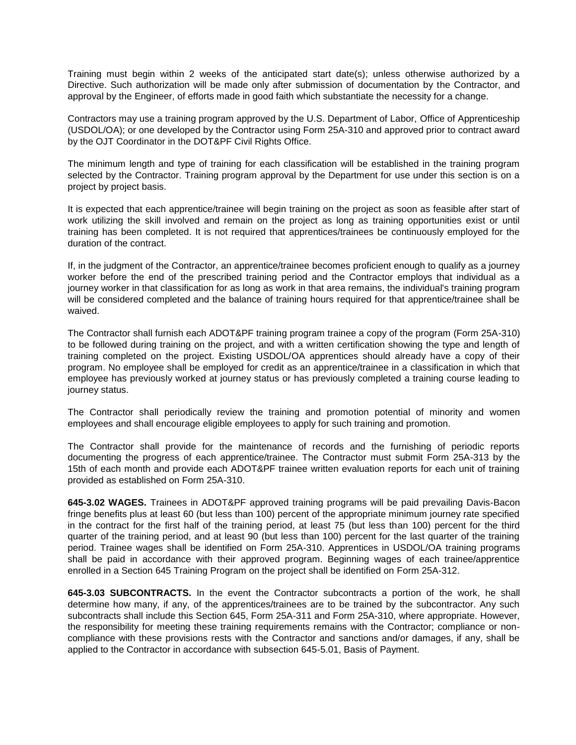Training must begin within 2 weeks of the anticipated start date(s); unless otherwise authorized by a Directive. Such authorization will be made only after submission of documentation by the Contractor, and approval by the Engineer, of efforts made in good faith which substantiate the necessity for a change.

Contractors may use a training program approved by the U.S. Department of Labor, Office of Apprenticeship (USDOL/OA); or one developed by the Contractor using Form 25A-310 and approved prior to contract award by the OJT Coordinator in the DOT&PF Civil Rights Office.

The minimum length and type of training for each classification will be established in the training program selected by the Contractor. Training program approval by the Department for use under this section is on a project by project basis.

It is expected that each apprentice/trainee will begin training on the project as soon as feasible after start of work utilizing the skill involved and remain on the project as long as training opportunities exist or until training has been completed. It is not required that apprentices/trainees be continuously employed for the duration of the contract.

If, in the judgment of the Contractor, an apprentice/trainee becomes proficient enough to qualify as a journey worker before the end of the prescribed training period and the Contractor employs that individual as a journey worker in that classification for as long as work in that area remains, the individual's training program will be considered completed and the balance of training hours required for that apprentice/trainee shall be waived.

The Contractor shall furnish each ADOT&PF training program trainee a copy of the program (Form 25A-310) to be followed during training on the project, and with a written certification showing the type and length of training completed on the project. Existing USDOL/OA apprentices should already have a copy of their program. No employee shall be employed for credit as an apprentice/trainee in a classification in which that employee has previously worked at journey status or has previously completed a training course leading to journey status.

The Contractor shall periodically review the training and promotion potential of minority and women employees and shall encourage eligible employees to apply for such training and promotion.

The Contractor shall provide for the maintenance of records and the furnishing of periodic reports documenting the progress of each apprentice/trainee. The Contractor must submit Form 25A-313 by the 15th of each month and provide each ADOT&PF trainee written evaluation reports for each unit of training provided as established on Form 25A-310.

**645-3.02 WAGES.** Trainees in ADOT&PF approved training programs will be paid prevailing Davis-Bacon fringe benefits plus at least 60 (but less than 100) percent of the appropriate minimum journey rate specified in the contract for the first half of the training period, at least 75 (but less than 100) percent for the third quarter of the training period, and at least 90 (but less than 100) percent for the last quarter of the training period. Trainee wages shall be identified on Form 25A-310. Apprentices in USDOL/OA training programs shall be paid in accordance with their approved program. Beginning wages of each trainee/apprentice enrolled in a Section 645 Training Program on the project shall be identified on Form 25A-312.

**645-3.03 SUBCONTRACTS.** In the event the Contractor subcontracts a portion of the work, he shall determine how many, if any, of the apprentices/trainees are to be trained by the subcontractor. Any such subcontracts shall include this Section 645, Form 25A-311 and Form 25A-310, where appropriate. However, the responsibility for meeting these training requirements remains with the Contractor; compliance or non-compliance with these provisions rests with the Contractor and sanctions and/or damages, if any, shall be applied to the Contractor in accordance with subsection 645-5.01, Basis of Payment.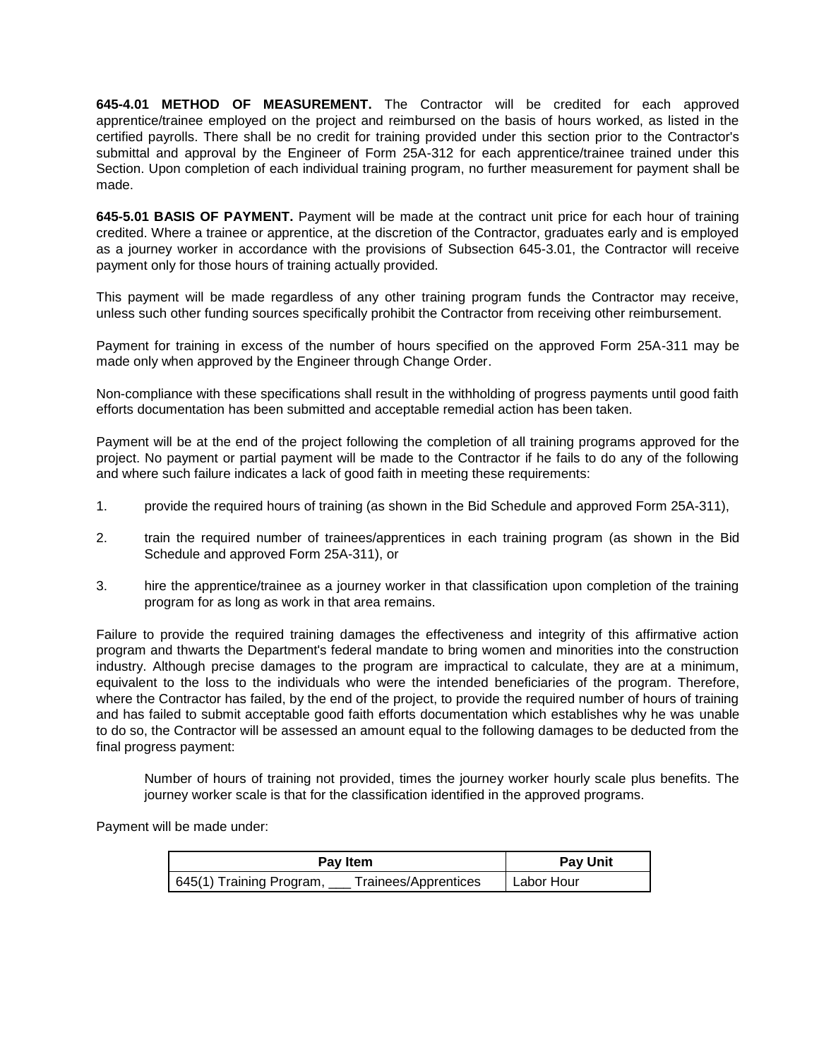**645-4.01 METHOD OF MEASUREMENT.** The Contractor will be credited for each approved apprentice/trainee employed on the project and reimbursed on the basis of hours worked, as listed in the certified payrolls. There shall be no credit for training provided under this section prior to the Contractor's submittal and approval by the Engineer of Form 25A-312 for each apprentice/trainee trained under this Section. Upon completion of each individual training program, no further measurement for payment shall be made.

**645-5.01 BASIS OF PAYMENT.** Payment will be made at the contract unit price for each hour of training credited. Where a trainee or apprentice, at the discretion of the Contractor, graduates early and is employed as a journey worker in accordance with the provisions of Subsection 645-3.01, the Contractor will receive payment only for those hours of training actually provided.

This payment will be made regardless of any other training program funds the Contractor may receive, unless such other funding sources specifically prohibit the Contractor from receiving other reimbursement.

Payment for training in excess of the number of hours specified on the approved Form 25A-311 may be made only when approved by the Engineer through Change Order.

Non-compliance with these specifications shall result in the withholding of progress payments until good faith efforts documentation has been submitted and acceptable remedial action has been taken.

Payment will be at the end of the project following the completion of all training programs approved for the project. No payment or partial payment will be made to the Contractor if he fails to do any of the following and where such failure indicates a lack of good faith in meeting these requirements:

1. provide the required hours of training (as shown in the Bid Schedule and approved Form 25A-311),

2. train the required number of trainees/apprentices in each training program (as shown in the Bid Schedule and approved Form 25A-311), or

3. hire the apprentice/trainee as a journey worker in that classification upon completion of the training program for as long as work in that area remains.

Failure to provide the required training damages the effectiveness and integrity of this affirmative action program and thwarts the Department's federal mandate to bring women and minorities into the construction industry. Although precise damages to the program are impractical to calculate, they are at a minimum, equivalent to the loss to the individuals who were the intended beneficiaries of the program. Therefore, where the Contractor has failed, by the end of the project, to provide the required number of hours of training and has failed to submit acceptable good faith efforts documentation which establishes why he was unable to do so, the Contractor will be assessed an amount equal to the following damages to be deducted from the final progress payment:

> Number of hours of training not provided, times the journey worker hourly scale plus benefits. The journey worker scale is that for the classification identified in the approved programs.

Payment will be made under:

| Pay Item | Pay Unit |
|---|---|
| 645(1) Training Program, ___ Trainees/Apprentices | Labor Hour |